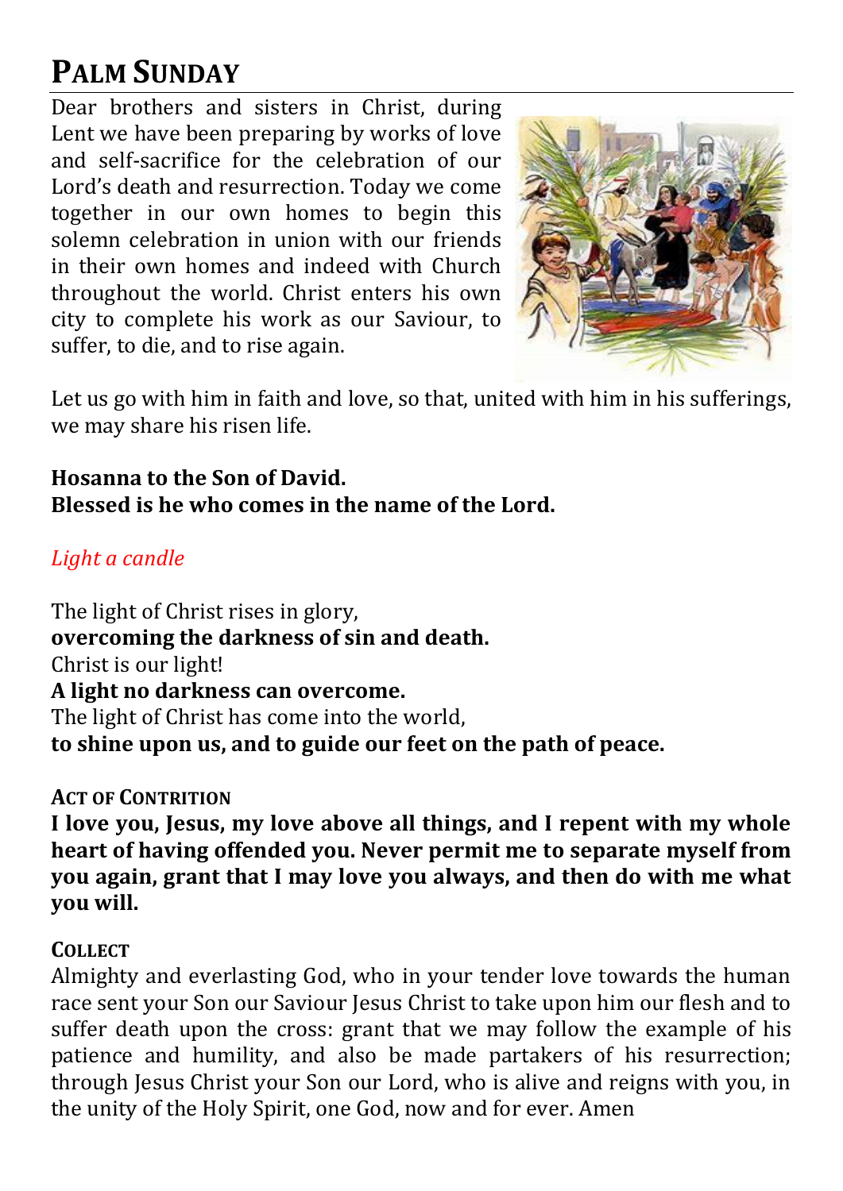# Palm Sunday

Dear brothers and sisters in Christ, during Lent we have been preparing by works of love and self-sacrifice for the celebration of our Lord's death and resurrection. Today we come together in our own homes to begin this solemn celebration in union with our friends in their own homes and indeed with Church throughout the world. Christ enters his own city to complete his work as our Saviour, to suffer, to die, and to rise again.

Let us go with him in faith and love, so that, united with him in his sufferings, we may share his risen life.

**Hosanna to the Son of David.**
**Blessed is he who comes in the name of the Lord.**

*Light a candle*

The light of Christ rises in glory,
**overcoming the darkness of sin and death.**
Christ is our light!
**A light no darkness can overcome.**
The light of Christ has come into the world,
**to shine upon us, and to guide our feet on the path of peace.**

#### Act of Contrition

**I love you, Jesus, my love above all things, and I repent with my whole heart of having offended you. Never permit me to separate myself from you again, grant that I may love you always, and then do with me what you will.**

#### Collect

Almighty and everlasting God, who in your tender love towards the human race sent your Son our Saviour Jesus Christ to take upon him our flesh and to suffer death upon the cross: grant that we may follow the example of his patience and humility, and also be made partakers of his resurrection; through Jesus Christ your Son our Lord, who is alive and reigns with you, in the unity of the Holy Spirit, one God, now and for ever. Amen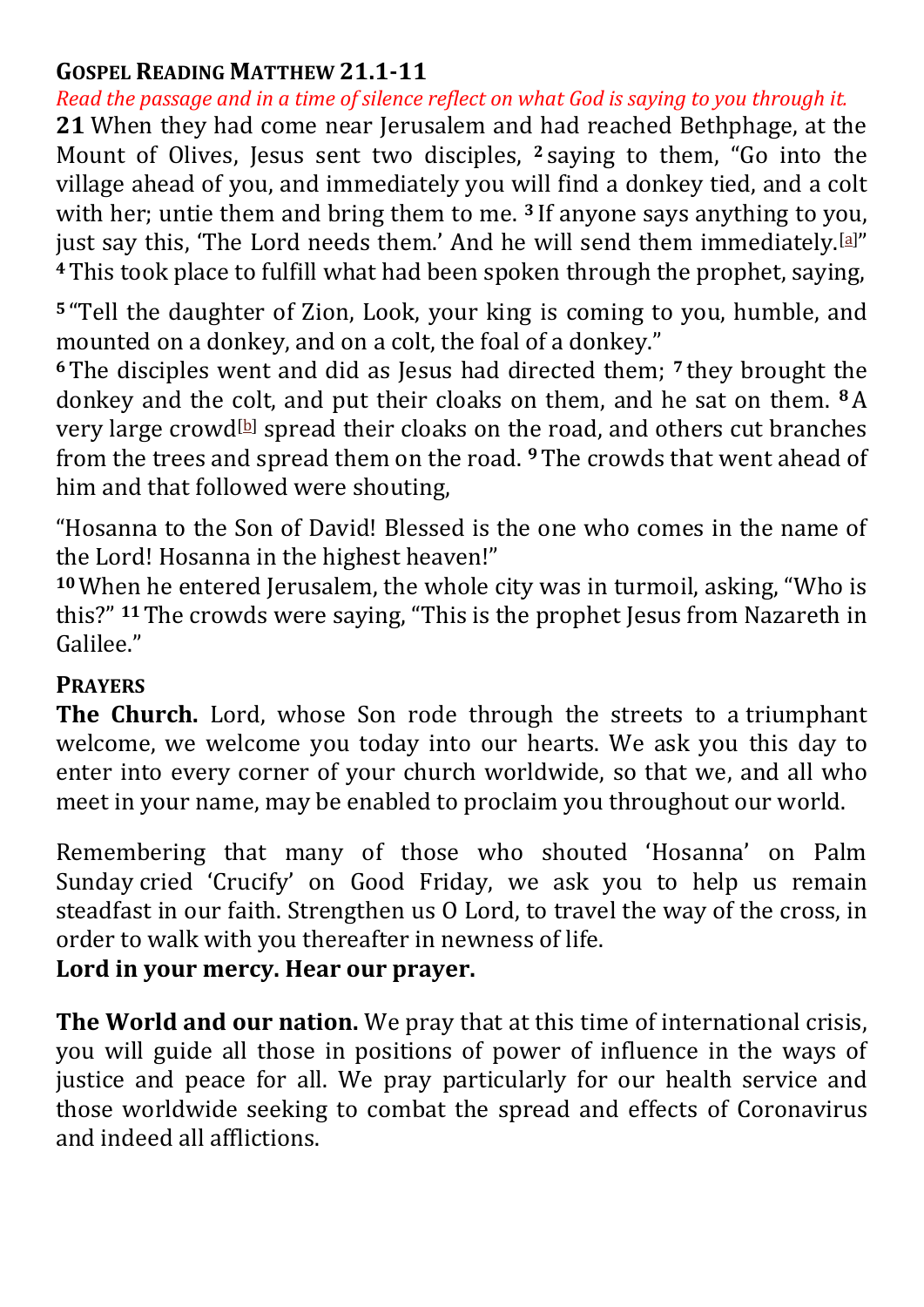## Gospel Reading Matthew 21.1-11

*Read the passage and in a time of silence reflect on what God is saying to you through it.*

**21** When they had come near Jerusalem and had reached Bethphage, at the Mount of Olives, Jesus sent two disciples, **2** saying to them, "Go into the village ahead of you, and immediately you will find a donkey tied, and a colt with her; untie them and bring them to me. **3** If anyone says anything to you, just say this, 'The Lord needs them.' And he will send them immediately.[a]" **4** This took place to fulfill what had been spoken through the prophet, saying,

**5** "Tell the daughter of Zion, Look, your king is coming to you, humble, and mounted on a donkey, and on a colt, the foal of a donkey."

**6** The disciples went and did as Jesus had directed them; **7** they brought the donkey and the colt, and put their cloaks on them, and he sat on them. **8** A very large crowd[b] spread their cloaks on the road, and others cut branches from the trees and spread them on the road. **9** The crowds that went ahead of him and that followed were shouting,

"Hosanna to the Son of David! Blessed is the one who comes in the name of the Lord! Hosanna in the highest heaven!"

**10** When he entered Jerusalem, the whole city was in turmoil, asking, "Who is this?" **11** The crowds were saying, "This is the prophet Jesus from Nazareth in Galilee."

## Prayers

**The Church.** Lord, whose Son rode through the streets to a triumphant welcome, we welcome you today into our hearts. We ask you this day to enter into every corner of your church worldwide, so that we, and all who meet in your name, may be enabled to proclaim you throughout our world.

Remembering that many of those who shouted 'Hosanna' on Palm Sunday cried 'Crucify' on Good Friday, we ask you to help us remain steadfast in our faith. Strengthen us O Lord, to travel the way of the cross, in order to walk with you thereafter in newness of life.

**Lord in your mercy. Hear our prayer.**

**The World and our nation.** We pray that at this time of international crisis, you will guide all those in positions of power of influence in the ways of justice and peace for all. We pray particularly for our health service and those worldwide seeking to combat the spread and effects of Coronavirus and indeed all afflictions.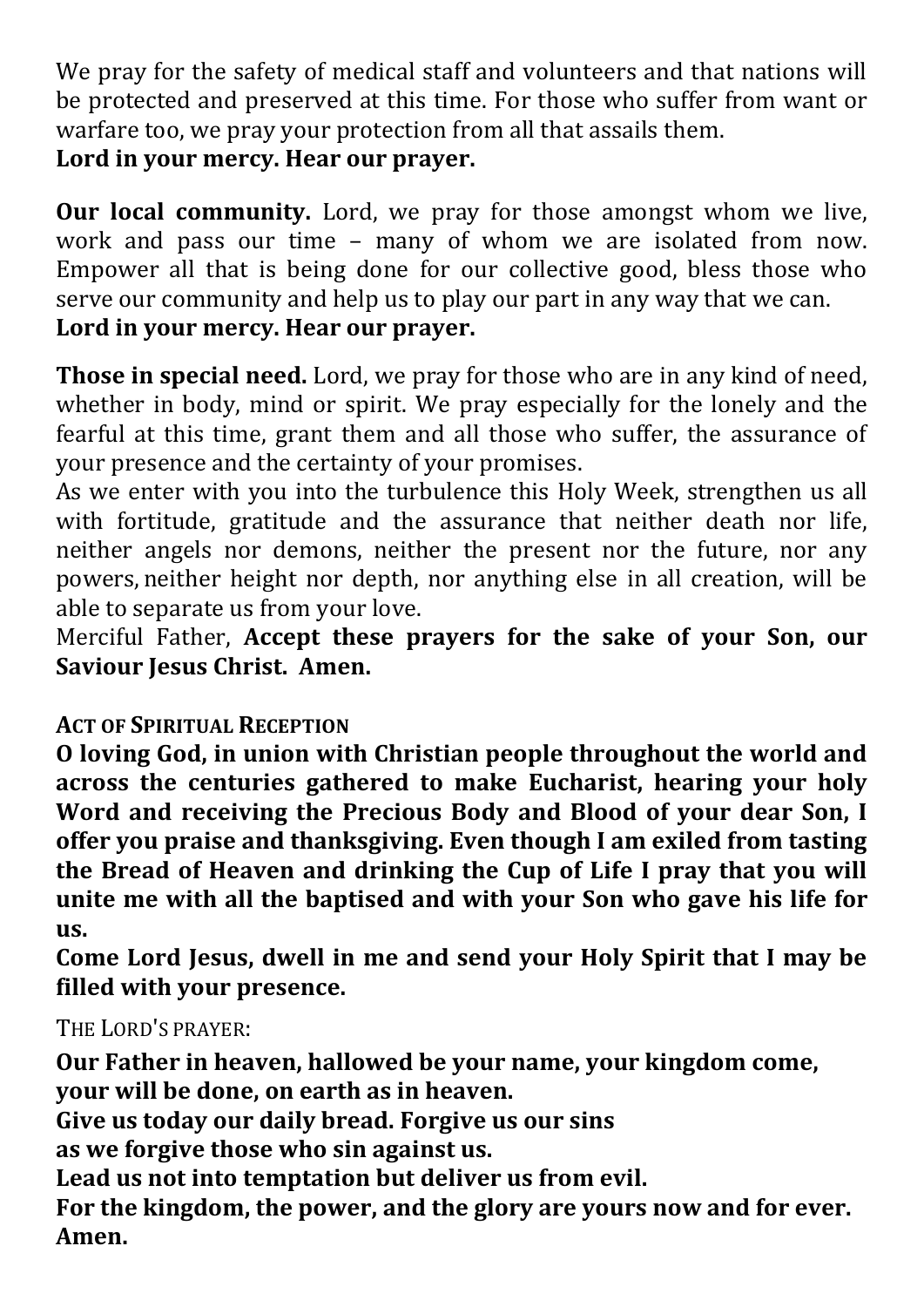We pray for the safety of medical staff and volunteers and that nations will be protected and preserved at this time. For those who suffer from want or warfare too, we pray your protection from all that assails them.
**Lord in your mercy. Hear our prayer.**

**Our local community.** Lord, we pray for those amongst whom we live, work and pass our time – many of whom we are isolated from now. Empower all that is being done for our collective good, bless those who serve our community and help us to play our part in any way that we can.
**Lord in your mercy. Hear our prayer.**

**Those in special need.** Lord, we pray for those who are in any kind of need, whether in body, mind or spirit. We pray especially for the lonely and the fearful at this time, grant them and all those who suffer, the assurance of your presence and the certainty of your promises.
As we enter with you into the turbulence this Holy Week, strengthen us all with fortitude, gratitude and the assurance that neither death nor life, neither angels nor demons, neither the present nor the future, nor any powers, neither height nor depth, nor anything else in all creation, will be able to separate us from your love.
Merciful Father, **Accept these prayers for the sake of your Son, our Saviour Jesus Christ. Amen.**

**ACT OF SPIRITUAL RECEPTION**

**O loving God, in union with Christian people throughout the world and across the centuries gathered to make Eucharist, hearing your holy Word and receiving the Precious Body and Blood of your dear Son, I offer you praise and thanksgiving. Even though I am exiled from tasting the Bread of Heaven and drinking the Cup of Life I pray that you will unite me with all the baptised and with your Son who gave his life for us.**
**Come Lord Jesus, dwell in me and send your Holy Spirit that I may be filled with your presence.**

THE LORD'S PRAYER:

**Our Father in heaven, hallowed be your name, your kingdom come,**
**your will be done, on earth as in heaven.**
**Give us today our daily bread. Forgive us our sins**
**as we forgive those who sin against us.**
**Lead us not into temptation but deliver us from evil.**
**For the kingdom, the power, and the glory are yours now and for ever.**
**Amen.**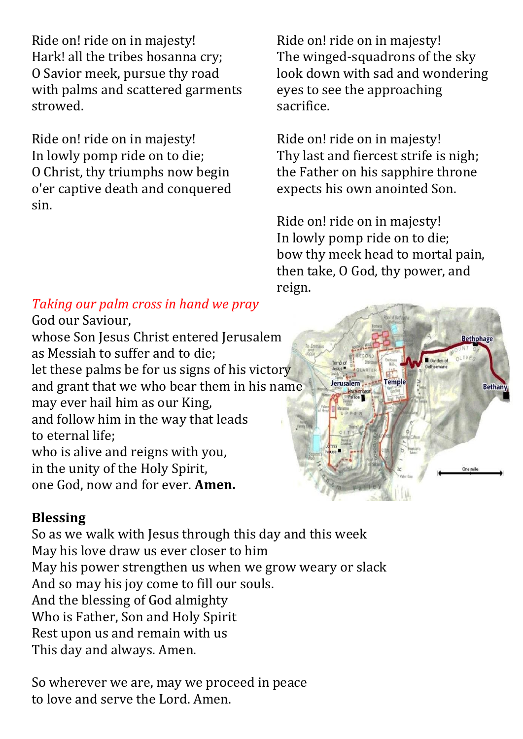Ride on! ride on in majesty!
Hark! all the tribes hosanna cry;
O Savior meek, pursue thy road
with palms and scattered garments strowed.

Ride on! ride on in majesty!
In lowly pomp ride on to die;
O Christ, thy triumphs now begin
o'er captive death and conquered sin.

Ride on! ride on in majesty!
The winged-squadrons of the sky
look down with sad and wondering
eyes to see the approaching sacrifice.

Ride on! ride on in majesty!
Thy last and fiercest strife is nigh;
the Father on his sapphire throne
expects his own anointed Son.

Ride on! ride on in majesty!
In lowly pomp ride on to die;
bow thy meek head to mortal pain,
then take, O God, thy power, and reign.

*Taking our palm cross in hand we pray*

God our Saviour,
whose Son Jesus Christ entered Jerusalem
as Messiah to suffer and to die;
let these palms be for us signs of his victory
and grant that we who bear them in his name
may ever hail him as our King,
and follow him in the way that leads to eternal life;
who is alive and reigns with you,
in the unity of the Holy Spirit,
one God, now and for ever. **Amen.**

## Blessing

So as we walk with Jesus through this day and this week
May his love draw us ever closer to him
May his power strengthen us when we grow weary or slack
And so may his joy come to fill our souls.
And the blessing of God almighty
Who is Father, Son and Holy Spirit
Rest upon us and remain with us
This day and always. Amen.

So wherever we are, may we proceed in peace
to love and serve the Lord. Amen.